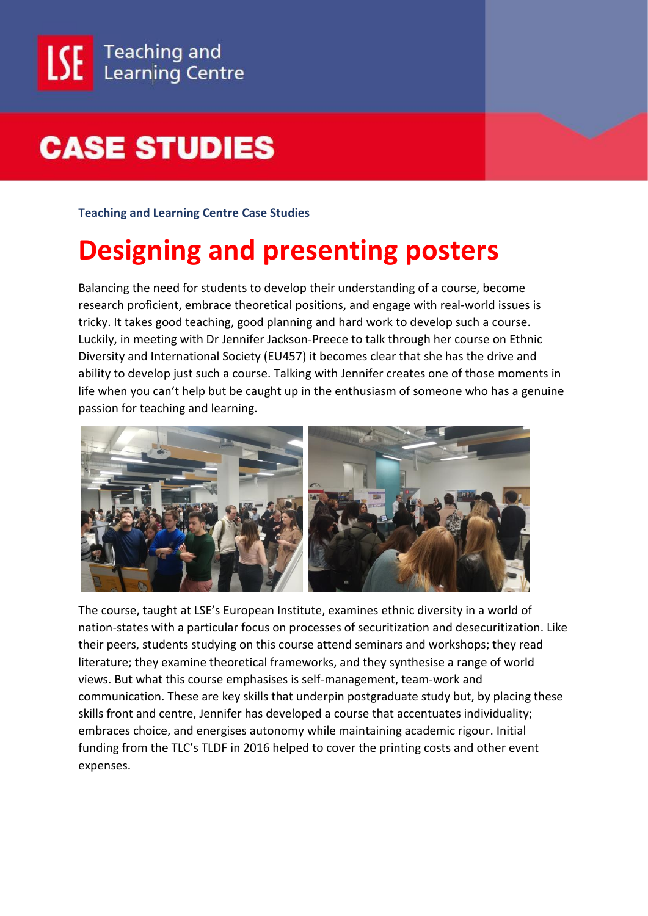LSE Teaching and Learning Centre

# CASE STUDIES

**Teaching and Learning Centre Case Studies**

## Designing and presenting posters

Balancing the need for students to develop their understanding of a course, become research proficient, embrace theoretical positions, and engage with real-world issues is tricky. It takes good teaching, good planning and hard work to develop such a course. Luckily, in meeting with Dr Jennifer Jackson-Preece to talk through her course on Ethnic Diversity and International Society (EU457) it becomes clear that she has the drive and ability to develop just such a course. Talking with Jennifer creates one of those moments in life when you can't help but be caught up in the enthusiasm of someone who has a genuine passion for teaching and learning.

The course, taught at LSE's European Institute, examines ethnic diversity in a world of nation-states with a particular focus on processes of securitization and desecuritization. Like their peers, students studying on this course attend seminars and workshops; they read literature; they examine theoretical frameworks, and they synthesise a range of world views. But what this course emphasises is self-management, team-work and communication. These are key skills that underpin postgraduate study but, by placing these skills front and centre, Jennifer has developed a course that accentuates individuality; embraces choice, and energises autonomy while maintaining academic rigour. Initial funding from the TLC's TLDF in 2016 helped to cover the printing costs and other event expenses.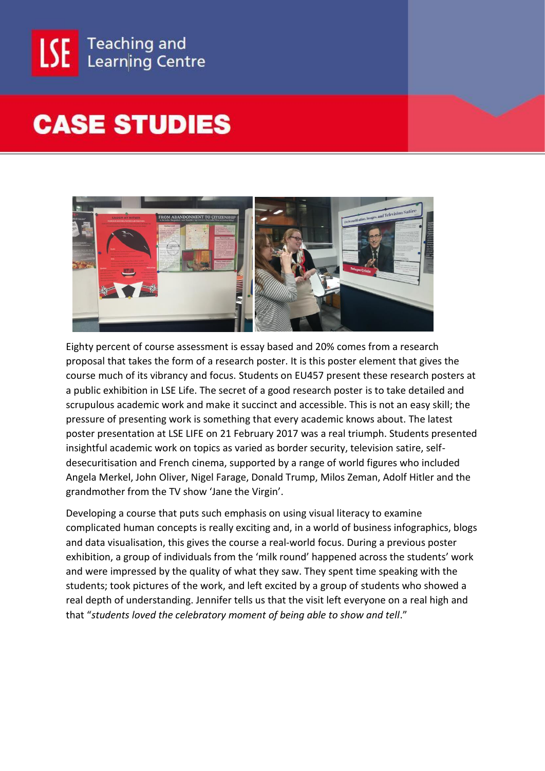Eighty percent of course assessment is essay based and 20% comes from a research proposal that takes the form of a research poster. It is this poster element that gives the course much of its vibrancy and focus. Students on EU457 present these research posters at a public exhibition in LSE Life. The secret of a good research poster is to take detailed and scrupulous academic work and make it succinct and accessible. This is not an easy skill; the pressure of presenting work is something that every academic knows about. The latest poster presentation at LSE LIFE on 21 February 2017 was a real triumph. Students presented insightful academic work on topics as varied as border security, television satire, self-desecuritisation and French cinema, supported by a range of world figures who included Angela Merkel, John Oliver, Nigel Farage, Donald Trump, Milos Zeman, Adolf Hitler and the grandmother from the TV show 'Jane the Virgin'.

Developing a course that puts such emphasis on using visual literacy to examine complicated human concepts is really exciting and, in a world of business infographics, blogs and data visualisation, this gives the course a real-world focus. During a previous poster exhibition, a group of individuals from the 'milk round' happened across the students' work and were impressed by the quality of what they saw. They spent time speaking with the students; took pictures of the work, and left excited by a group of students who showed a real depth of understanding. Jennifer tells us that the visit left everyone on a real high and that "*students loved the celebratory moment of being able to show and tell*."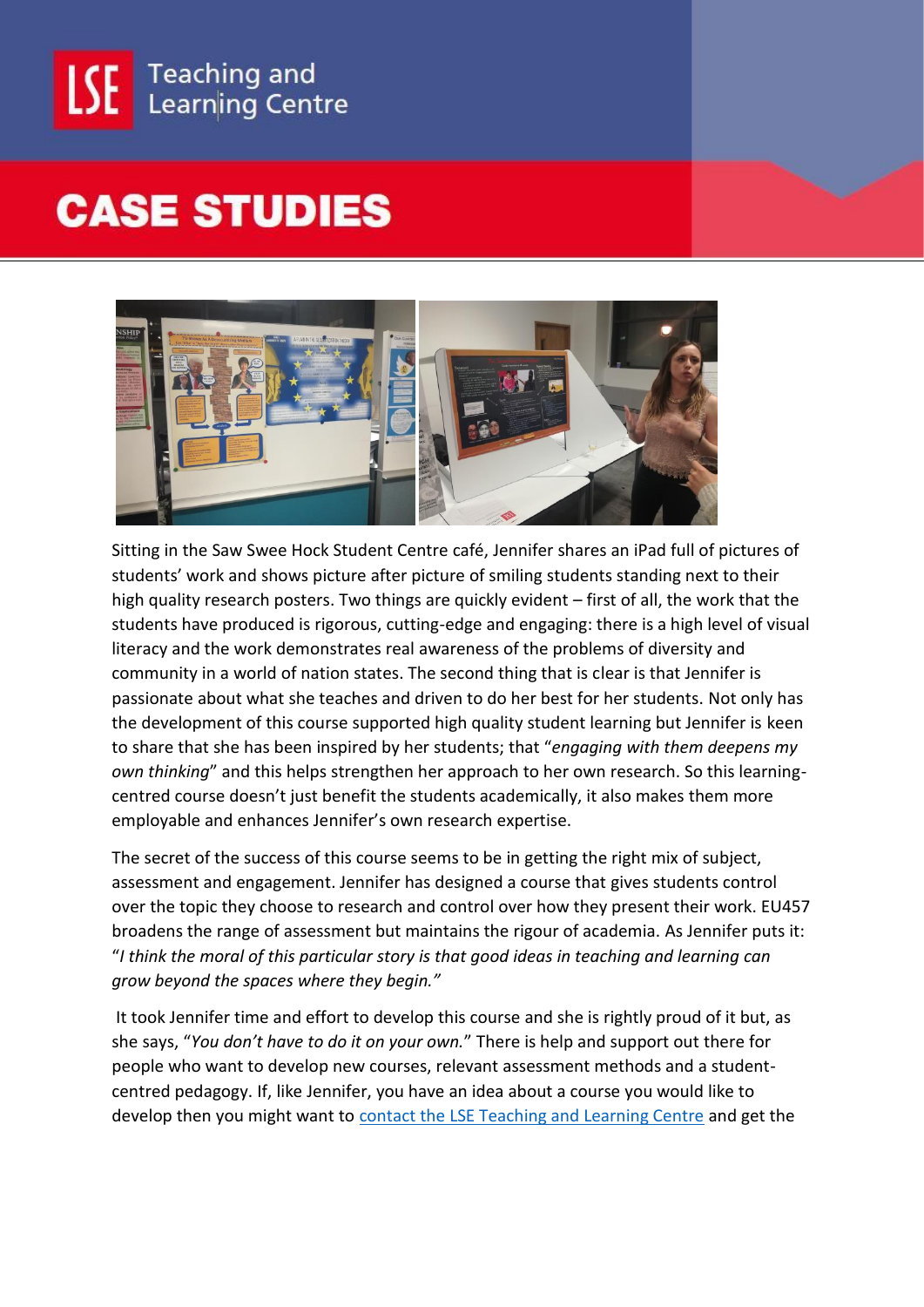Sitting in the Saw Swee Hock Student Centre café, Jennifer shares an iPad full of pictures of students' work and shows picture after picture of smiling students standing next to their high quality research posters. Two things are quickly evident – first of all, the work that the students have produced is rigorous, cutting-edge and engaging: there is a high level of visual literacy and the work demonstrates real awareness of the problems of diversity and community in a world of nation states. The second thing that is clear is that Jennifer is passionate about what she teaches and driven to do her best for her students. Not only has the development of this course supported high quality student learning but Jennifer is keen to share that she has been inspired by her students; that "*engaging with them deepens my own thinking*" and this helps strengthen her approach to her own research. So this learning-centred course doesn't just benefit the students academically, it also makes them more employable and enhances Jennifer's own research expertise.

The secret of the success of this course seems to be in getting the right mix of subject, assessment and engagement. Jennifer has designed a course that gives students control over the topic they choose to research and control over how they present their work. EU457 broadens the range of assessment but maintains the rigour of academia. As Jennifer puts it: "*I think the moral of this particular story is that good ideas in teaching and learning can grow beyond the spaces where they begin."*

It took Jennifer time and effort to develop this course and she is rightly proud of it but, as she says, "*You don't have to do it on your own.*" There is help and support out there for people who want to develop new courses, relevant assessment methods and a student-centred pedagogy. If, like Jennifer, you have an idea about a course you would like to develop then you might want to contact the LSE Teaching and Learning Centre and get the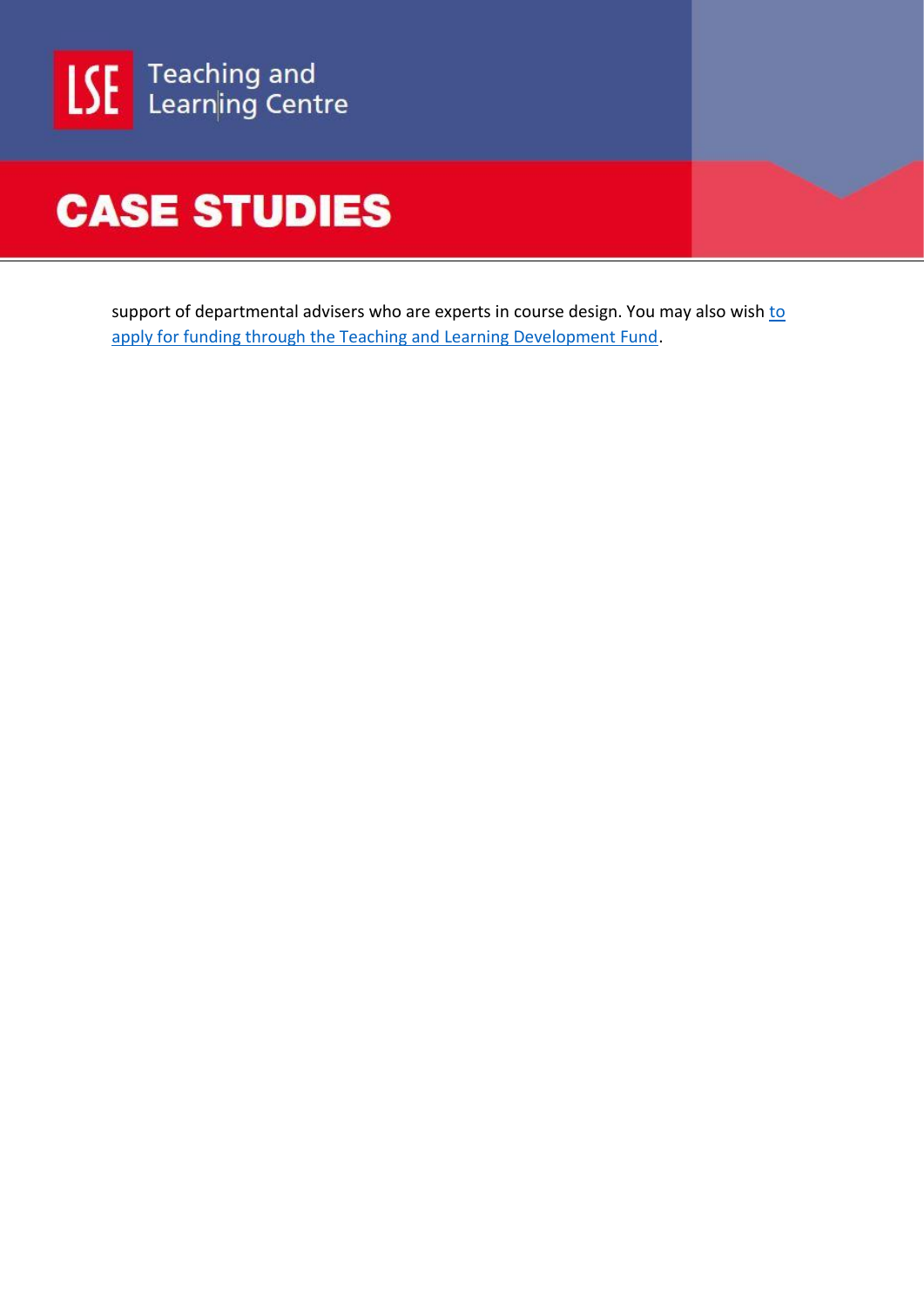support of departmental advisers who are experts in course design. You may also wish to apply for funding through the Teaching and Learning Development Fund.